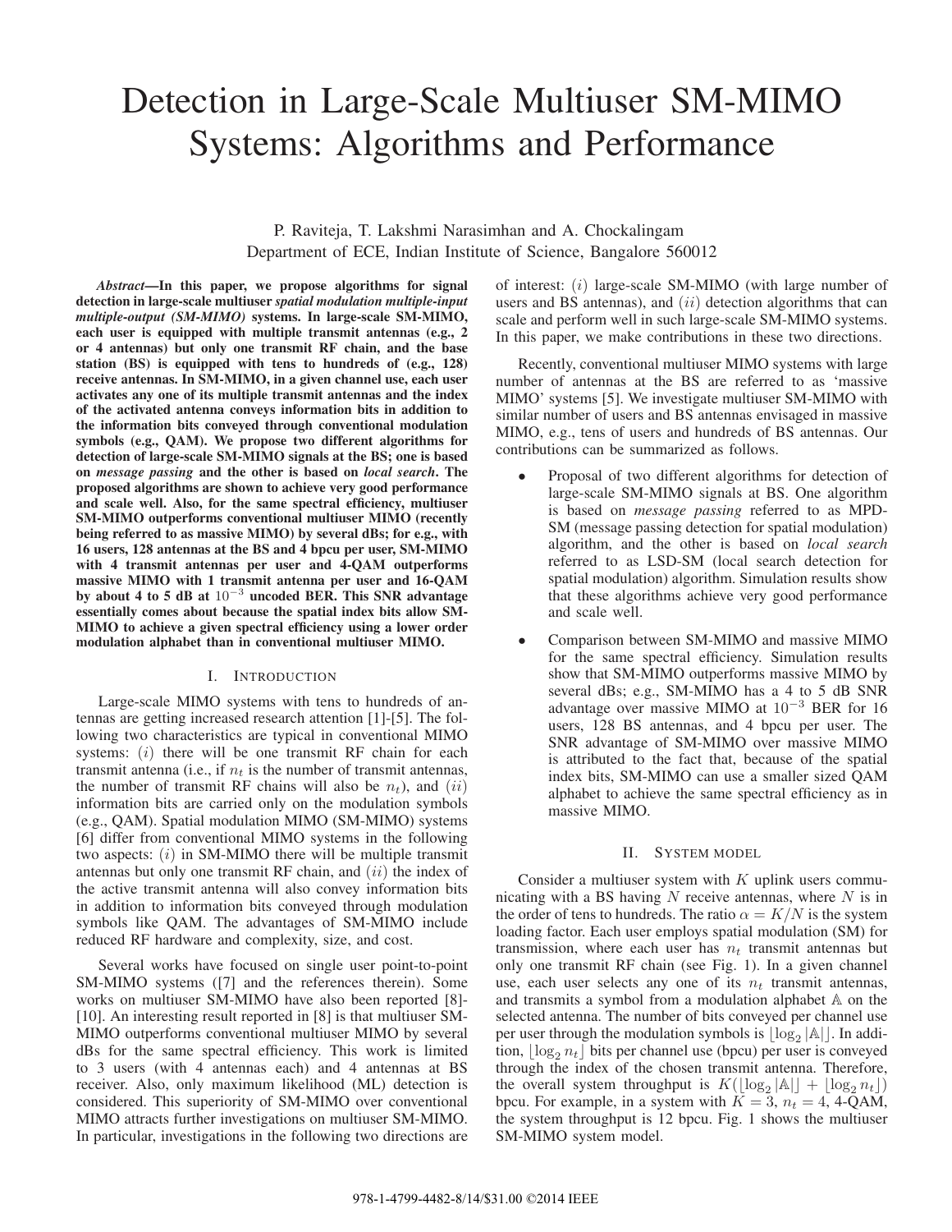// Detection in Large-Scale Multiuser SM-MIMO Systems: Algorithms and Performance

P. Raviteja, T. Lakshmi Narasimhan and A. Chockalingam
Department of ECE, Indian Institute of Science, Bangalore 560012

***Abstract*—In this paper, we propose algorithms for signal detection in large-scale multiuser *spatial modulation multiple-input multiple-output (SM-MIMO)* systems. In large-scale SM-MIMO, each user is equipped with multiple transmit antennas (e.g., 2 or 4 antennas) but only one transmit RF chain, and the base station (BS) is equipped with tens to hundreds of (e.g., 128) receive antennas. In SM-MIMO, in a given channel use, each user activates any one of its multiple transmit antennas and the index of the activated antenna conveys information bits in addition to the information bits conveyed through conventional modulation symbols (e.g., QAM). We propose two different algorithms for detection of large-scale SM-MIMO signals at the BS; one is based on *message passing* and the other is based on *local search*. The proposed algorithms are shown to achieve very good performance and scale well. Also, for the same spectral efficiency, multiuser SM-MIMO outperforms conventional multiuser MIMO (recently being referred to as massive MIMO) by several dBs; for e.g., with 16 users, 128 antennas at the BS and 4 bpcu per user, SM-MIMO with 4 transmit antennas per user and 4-QAM outperforms massive MIMO with 1 transmit antenna per user and 16-QAM by about 4 to 5 dB at $10^{-3}$ uncoded BER. This SNR advantage essentially comes about because the spatial index bits allow SM-MIMO to achieve a given spectral efficiency using a lower order modulation alphabet than in conventional multiuser MIMO.**

## I. Introduction

Large-scale MIMO systems with tens to hundreds of antennas are getting increased research attention [1]-[5]. The following two characteristics are typical in conventional MIMO systems: $(i)$ there will be one transmit RF chain for each transmit antenna (i.e., if $n_t$ is the number of transmit antennas, the number of transmit RF chains will also be $n_t$), and $(ii)$ information bits are carried only on the modulation symbols (e.g., QAM). Spatial modulation MIMO (SM-MIMO) systems [6] differ from conventional MIMO systems in the following two aspects: $(i)$ in SM-MIMO there will be multiple transmit antennas but only one transmit RF chain, and $(ii)$ the index of the active transmit antenna will also convey information bits in addition to information bits conveyed through modulation symbols like QAM. The advantages of SM-MIMO include reduced RF hardware and complexity, size, and cost.

Several works have focused on single user point-to-point SM-MIMO systems ([7] and the references therein). Some works on multiuser SM-MIMO have also been reported [8]-[10]. An interesting result reported in [8] is that multiuser SM-MIMO outperforms conventional multiuser MIMO by several dBs for the same spectral efficiency. This work is limited to 3 users (with 4 antennas each) and 4 antennas at BS receiver. Also, only maximum likelihood (ML) detection is considered. This superiority of SM-MIMO over conventional MIMO attracts further investigations on multiuser SM-MIMO. In particular, investigations in the following two directions are of interest: $(i)$ large-scale SM-MIMO (with large number of users and BS antennas), and $(ii)$ detection algorithms that can scale and perform well in such large-scale SM-MIMO systems. In this paper, we make contributions in these two directions.

Recently, conventional multiuser MIMO systems with large number of antennas at the BS are referred to as 'massive MIMO' systems [5]. We investigate multiuser SM-MIMO with similar number of users and BS antennas envisaged in massive MIMO, e.g., tens of users and hundreds of BS antennas. Our contributions can be summarized as follows.

- Proposal of two different algorithms for detection of large-scale SM-MIMO signals at BS. One algorithm is based on *message passing* referred to as MPD-SM (message passing detection for spatial modulation) algorithm, and the other is based on *local search* referred to as LSD-SM (local search detection for spatial modulation) algorithm. Simulation results show that these algorithms achieve very good performance and scale well.
- Comparison between SM-MIMO and massive MIMO for the same spectral efficiency. Simulation results show that SM-MIMO outperforms massive MIMO by several dBs; e.g., SM-MIMO has a 4 to 5 dB SNR advantage over massive MIMO at $10^{-3}$ BER for 16 users, 128 BS antennas, and 4 bpcu per user. The SNR advantage of SM-MIMO over massive MIMO is attributed to the fact that, because of the spatial index bits, SM-MIMO can use a smaller sized QAM alphabet to achieve the same spectral efficiency as in massive MIMO.

## II. System model

Consider a multiuser system with $K$ uplink users communicating with a BS having $N$ receive antennas, where $N$ is in the order of tens to hundreds. The ratio $\alpha = K/N$ is the system loading factor. Each user employs spatial modulation (SM) for transmission, where each user has $n_t$ transmit antennas but only one transmit RF chain (see Fig. 1). In a given channel use, each user selects any one of its $n_t$ transmit antennas, and transmits a symbol from a modulation alphabet $\mathbb{A}$ on the selected antenna. The number of bits conveyed per channel use per user through the modulation symbols is $\lfloor \log_2 |\mathbb{A}| \rfloor$. In addition, $\lfloor \log_2 n_t \rfloor$ bits per channel use (bpcu) per user is conveyed through the index of the chosen transmit antenna. Therefore, the overall system throughput is $K(\lfloor \log_2 |\mathbb{A}| \rfloor + \lfloor \log_2 n_t \rfloor)$ bpcu. For example, in a system with $K = 3$, $n_t = 4$, 4-QAM, the system throughput is 12 bpcu. Fig. 1 shows the multiuser SM-MIMO system model.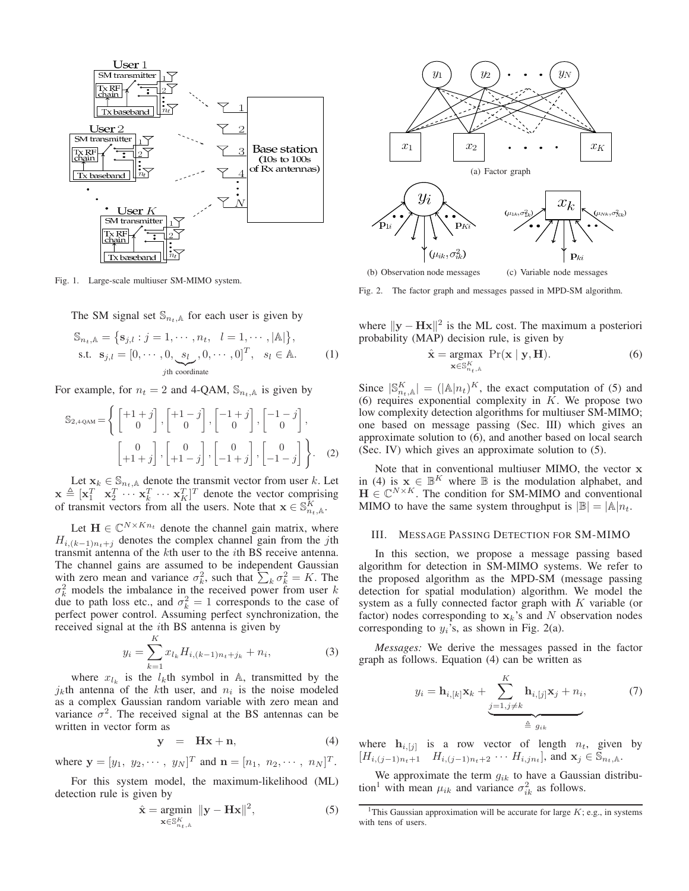Fig. 1. Large-scale multiuser SM-MIMO system.

Fig. 2. The factor graph and messages passed in MPD-SM algorithm.

The SM signal set $\mathbb{S}_{n_t,\mathbb{A}}$ for each user is given by

$$\mathbb{S}_{n_t,\mathbb{A}} = \big\{\mathbf{s}_{j,l} : j = 1, \cdots, n_t, \quad l = 1, \cdots, |\mathbb{A}|\big\},$$
$$\text{s.t. } \mathbf{s}_{j,l} = [0, \cdots, 0, \underbrace{s_l}_{j\text{th coordinate}}, 0, \cdots, 0]^T, \quad s_l \in \mathbb{A}. \tag{1}$$

For example, for $n_t = 2$ and 4-QAM, $\mathbb{S}_{n_t,\mathbb{A}}$ is given by

$$\mathbb{S}_{2,\text{4-QAM}} = \left\{ \begin{bmatrix} +1+j \\ 0 \end{bmatrix}, \begin{bmatrix} +1-j \\ 0 \end{bmatrix}, \begin{bmatrix} -1+j \\ 0 \end{bmatrix}, \begin{bmatrix} -1-j \\ 0 \end{bmatrix}, \begin{bmatrix} 0 \\ +1+j \end{bmatrix}, \begin{bmatrix} 0 \\ +1-j \end{bmatrix}, \begin{bmatrix} 0 \\ -1+j \end{bmatrix}, \begin{bmatrix} 0 \\ -1-j \end{bmatrix} \right\}. \tag{2}$$

Let $\mathbf{x}_k \in \mathbb{S}_{n_t,\mathbb{A}}$ denote the transmit vector from user $k$. Let $\mathbf{x} \triangleq [\mathbf{x}_1^T \ \ \mathbf{x}_2^T \cdots \mathbf{x}_k^T \cdots \mathbf{x}_K^T]^T$ denote the vector comprising of transmit vectors from all the users. Note that $\mathbf{x} \in \mathbb{S}_{n_t,\mathbb{A}}^K$.

Let $\mathbf{H} \in \mathbb{C}^{N \times Kn_t}$ denote the channel gain matrix, where $H_{i,(k-1)n_t+j}$ denotes the complex channel gain from the $j$th transmit antenna of the $k$th user to the $i$th BS receive antenna. The channel gains are assumed to be independent Gaussian with zero mean and variance $\sigma_k^2$, such that $\sum_k \sigma_k^2 = K$. The $\sigma_k^2$ models the imbalance in the received power from user $k$ due to path loss etc., and $\sigma_k^2 = 1$ corresponds to the case of perfect power control. Assuming perfect synchronization, the received signal at the $i$th BS antenna is given by

$$y_i = \sum_{k=1}^{K} x_{l_k} H_{i,(k-1)n_t+j_k} + n_i, \tag{3}$$

where $x_{l_k}$ is the $l_k$th symbol in $\mathbb{A}$, transmitted by the $j_k$th antenna of the $k$th user, and $n_i$ is the noise modeled as a complex Gaussian random variable with zero mean and variance $\sigma^2$. The received signal at the BS antennas can be written in vector form as

$$\mathbf{y} \ = \ \mathbf{H}\mathbf{x} + \mathbf{n}, \tag{4}$$

where $\mathbf{y} = [y_1, \ y_2, \cdots, \ y_N]^T$ and $\mathbf{n} = [n_1, \ n_2, \cdots, \ n_N]^T$.

For this system model, the maximum-likelihood (ML) detection rule is given by

$$\hat{\mathbf{x}} = \underset{\mathbf{x} \in \mathbb{S}_{n_t,\mathbb{A}}^K}{\text{argmin}} \ \|\mathbf{y} - \mathbf{H}\mathbf{x}\|^2, \tag{5}$$

where $\|\mathbf{y} - \mathbf{H}\mathbf{x}\|^2$ is the ML cost. The maximum a posteriori probability (MAP) decision rule, is given by

$$\hat{\mathbf{x}} = \underset{\mathbf{x} \in \mathbb{S}_{n_t,\mathbb{A}}^K}{\text{argmax}} \ \Pr(\mathbf{x} \mid \mathbf{y}, \mathbf{H}). \tag{6}$$

Since $|\mathbb{S}_{n_t,\mathbb{A}}^K| = (|\mathbb{A}|n_t)^K$, the exact computation of (5) and (6) requires exponential complexity in $K$. We propose two low complexity detection algorithms for multiuser SM-MIMO; one based on message passing (Sec. III) which gives an approximate solution to (6), and another based on local search (Sec. IV) which gives an approximate solution to (5).

Note that in conventional multiuser MIMO, the vector $\mathbf{x}$ in (4) is $\mathbf{x} \in \mathbb{B}^K$ where $\mathbb{B}$ is the modulation alphabet, and $\mathbf{H} \in \mathbb{C}^{N \times K}$. The condition for SM-MIMO and conventional MIMO to have the same system throughput is $|\mathbb{B}| = |\mathbb{A}|n_t$.

## III. Message Passing Detection for SM-MIMO

In this section, we propose a message passing based algorithm for detection in SM-MIMO systems. We refer to the proposed algorithm as the MPD-SM (message passing detection for spatial modulation) algorithm. We model the system as a fully connected factor graph with $K$ variable (or factor) nodes corresponding to $\mathbf{x}_k$'s and $N$ observation nodes corresponding to $y_i$'s, as shown in Fig. 2(a).

*Messages:* We derive the messages passed in the factor graph as follows. Equation (4) can be written as

$$y_i = \mathbf{h}_{i,[k]}\mathbf{x}_k + \underbrace{\sum_{j=1, j\neq k}^{K} \mathbf{h}_{i,[j]}\mathbf{x}_j + n_i}_{\triangleq \ g_{ik}}, \tag{7}$$

where $\mathbf{h}_{i,[j]}$ is a row vector of length $n_t$, given by $[H_{i,(j-1)n_t+1} \quad H_{i,(j-1)n_t+2} \cdots H_{i,jn_t}]$, and $\mathbf{x}_j \in \mathbb{S}_{n_t,\mathbb{A}}$.

We approximate the term $g_{ik}$ to have a Gaussian distribution[1] with mean $\mu_{ik}$ and variance $\sigma_{ik}^2$ as follows.

[1] This Gaussian approximation will be accurate for large $K$; e.g., in systems with tens of users.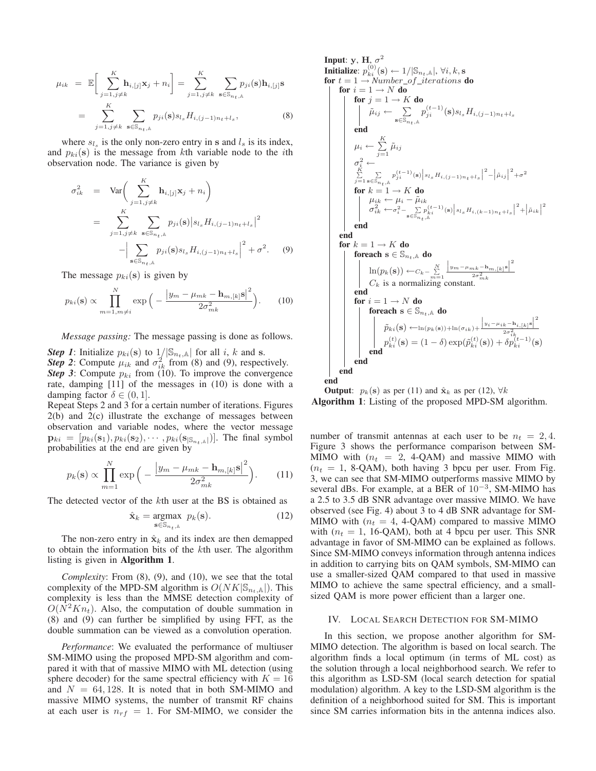$$
\begin{aligned}
\mu_{ik} &= \mathbb{E}\Big[\sum_{j=1,j\neq k}^{K} \mathbf{h}_{i,[j]}\mathbf{x}_j + n_i\Big] = \sum_{j=1,j\neq k}^{K} \sum_{\mathbf{s}\in\mathbb{S}_{n_t,\mathbb{A}}} p_{ji}(\mathbf{s})\mathbf{h}_{i,[j]}\mathbf{s} \\
&= \sum_{j=1,j\neq k}^{K} \sum_{\mathbf{s}\in\mathbb{S}_{n_t,\mathbb{A}}} p_{ji}(\mathbf{s}) s_{l_s} H_{i,(j-1)n_t+l_s}, \qquad (8)
\end{aligned}
$$

where $s_{l_s}$ is the only non-zero entry in $\mathbf{s}$ and $l_s$ is its index, and $p_{ki}(\mathbf{s})$ is the message from $k$th variable node to the $i$th observation node. The variance is given by

$$
\begin{aligned}
\sigma_{ik}^2 &= \text{Var}\Big(\sum_{j=1,j\neq k}^{K} \mathbf{h}_{i,[j]}\mathbf{x}_j + n_i\Big) \\
&= \sum_{j=1,j\neq k}^{K} \sum_{\mathbf{s}\in\mathbb{S}_{n_t,\mathbb{A}}} p_{ji}(\mathbf{s})\big|s_{l_s} H_{i,(j-1)n_t+l_s}\big|^2 \\
&\quad - \Big|\sum_{\mathbf{s}\in\mathbb{S}_{n_t,\mathbb{A}}} p_{ji}(\mathbf{s}) s_{l_s} H_{i,(j-1)n_t+l_s}\Big|^2 + \sigma^2. \qquad (9)
\end{aligned}
$$

The message $p_{ki}(\mathbf{s})$ is given by

$$
p_{ki}(\mathbf{s}) \propto \prod_{m=1,m\neq i}^{N} \exp\Big(-\frac{\big|y_m - \mu_{mk} - \mathbf{h}_{m,[k]}\mathbf{s}\big|^2}{2\sigma_{mk}^2}\Big). \qquad (10)
$$

*Message passing:* The message passing is done as follows.

***Step 1***: Initialize $p_{ki}(\mathbf{s})$ to $1/|\mathbb{S}_{n_t,\mathbb{A}}|$ for all $i$, $k$ and $\mathbf{s}$.
***Step 2***: Compute $\mu_{ik}$ and $\sigma_{ik}^2$ from (8) and (9), respectively.
***Step 3***: Compute $p_{ki}$ from (10). To improve the convergence rate, damping [11] of the messages in (10) is done with a damping factor $\delta \in (0, 1]$.
Repeat Steps 2 and 3 for a certain number of iterations. Figures 2(b) and 2(c) illustrate the exchange of messages between observation and variable nodes, where the vector message $\mathbf{p}_{ki} = [p_{ki}(\mathbf{s}_1), p_{ki}(\mathbf{s}_2), \cdots, p_{ki}(\mathbf{s}_{|\mathbb{S}_{n_t,\mathbb{A}}|})]$. The final symbol probabilities at the end are given by

$$
p_k(\mathbf{s}) \propto \prod_{m=1}^{N} \exp\Big(-\frac{\big|y_m - \mu_{mk} - \mathbf{h}_{m,[k]}\mathbf{s}\big|^2}{2\sigma_{mk}^2}\Big). \qquad (11)
$$

The detected vector of the $k$th user at the BS is obtained as

$$
\hat{\mathbf{x}}_k = \underset{\mathbf{s}\in\mathbb{S}_{n_t,\mathbb{A}}}{\text{argmax}}\ p_k(\mathbf{s}). \qquad (12)
$$

The non-zero entry in $\hat{\mathbf{x}}_k$ and its index are then demapped to obtain the information bits of the $k$th user. The algorithm listing is given in **Algorithm 1**.

*Complexity*: From (8), (9), and (10), we see that the total complexity of the MPD-SM algorithm is $O(NK|\mathbb{S}_{n_t,\mathbb{A}}|)$. This complexity is less than the MMSE detection complexity of $O(N^2Kn_t)$. Also, the computation of double summation in (8) and (9) can further be simplified by using FFT, as the double summation can be viewed as a convolution operation.

*Performance*: We evaluated the performance of multiuser SM-MIMO using the proposed MPD-SM algorithm and compared it with that of massive MIMO with ML detection (using sphere decoder) for the same spectral efficiency with $K = 16$ and $N = 64, 128$. It is noted that in both SM-MIMO and massive MIMO systems, the number of transmit RF chains at each user is $n_{rf} = 1$. For SM-MIMO, we consider the number of transmit antennas at each user to be $n_t = 2, 4$. Figure 3 shows the performance comparison between SM-MIMO with ($n_t = 2$, 4-QAM) and massive MIMO with ($n_t = 1$, 8-QAM), both having 3 bpcu per user. From Fig. 3, we can see that SM-MIMO outperforms massive MIMO by several dBs. For example, at a BER of $10^{-3}$, SM-MIMO has a 2.5 to 3.5 dB SNR advantage over massive MIMO. We have observed (see Fig. 4) about 3 to 4 dB SNR advantage for SM-MIMO with ($n_t = 4$, 4-QAM) compared to massive MIMO with ($n_t = 1$, 16-QAM), both at 4 bpcu per user. This SNR advantage in favor of SM-MIMO can be explained as follows. Since SM-MIMO conveys information through antenna indices in addition to carrying bits on QAM symbols, SM-MIMO can use a smaller-sized QAM compared to that used in massive MIMO to achieve the same spectral efficiency, and a small-sized QAM is more power efficient than a larger one.

```
Input: y, H, σ²
Initialize: p_ki^(0)(s) ← 1/|S_{nt,A}|, ∀i, k, s
for t = 1 → Number_of_iterations do
    for i = 1 → N do
        for j = 1 → K do
            μ̃_ij ← Σ_{s∈S_{nt,A}} p_ji^(t-1)(s) s_{ls} H_{i,(j-1)nt+ls}
        end
        μ_i ← Σ_{j=1}^{K} μ̃_ij
        σ_i² ← Σ_{j=1}^{K} Σ_{s∈S_{nt,A}} p_ji^(t-1)(s) |s_{ls} H_{i,(j-1)nt+ls}|² − |μ̃_ij|² + σ²
        for k = 1 → K do
            μ_ik ← μ_i − μ̃_ik
            σ_ik² ← σ_i² − Σ_{s∈S_{nt,A}} p_ki^(t-1)(s) |s_{ls} H_{i,(k-1)nt+ls}|² + |μ̃_ik|²
        end
    end
    for k = 1 → K do
        foreach s ∈ S_{nt,A} do
            ln(p_k(s)) ← C_k − Σ_{m=1}^{N} |y_m − μ_mk − h_{m,[k]} s|² / (2σ_mk²)
            C_k is a normalizing constant.
        end
        for i = 1 → N do
            foreach s ∈ S_{nt,A} do
                p̃_ki(s) ← ln(p_k(s)) + ln(σ_ik) + |y_i − μ_ik − h_{i,[k]} s|² / (2σ_ik²)
                p_ki^(t)(s) = (1 − δ) exp(p̃_ki^(t)(s)) + δ p_ki^(t-1)(s)
            end
        end
    end
end
Output: p_k(s) as per (11) and x̂_k as per (12), ∀k
```

**Algorithm 1**: Listing of the proposed MPD-SM algorithm.

## IV. Local Search Detection for SM-MIMO

In this section, we propose another algorithm for SM-MIMO detection. The algorithm is based on local search. The algorithm finds a local optimum (in terms of ML cost) as the solution through a local neighborhood search. We refer to this algorithm as LSD-SM (local search detection for spatial modulation) algorithm. A key to the LSD-SM algorithm is the definition of a neighborhood suited for SM. This is important since SM carries information bits in the antenna indices also.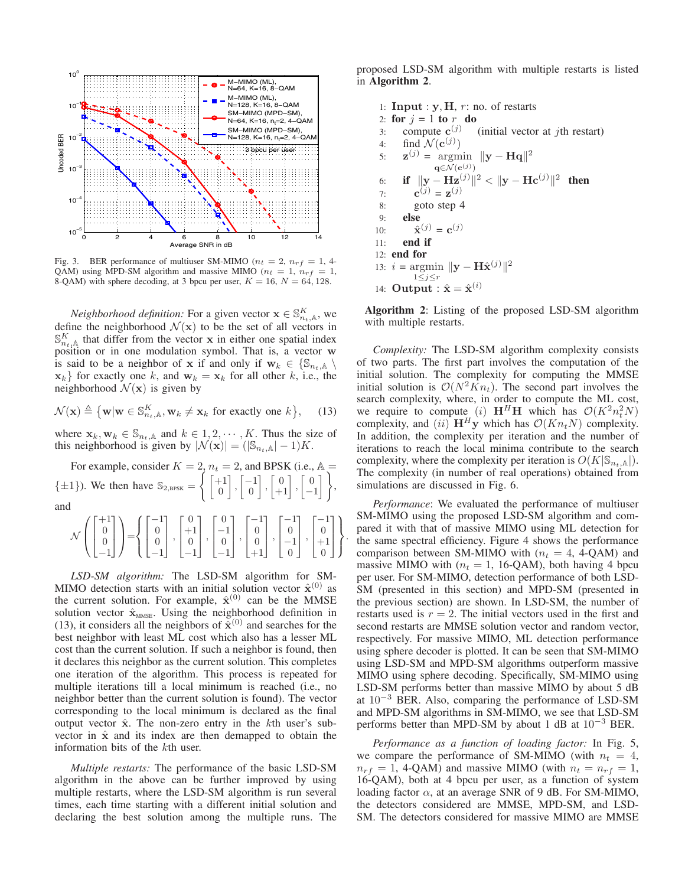Fig. 3. BER performance of multiuser SM-MIMO ($n_t = 2$, $n_{rf} = 1$, 4-QAM) using MPD-SM algorithm and massive MIMO ($n_t = 1$, $n_{rf} = 1$, 8-QAM) with sphere decoding, at 3 bpcu per user, $K = 16$, $N = 64, 128$.

*Neighborhood definition:* For a given vector $\mathbf{x} \in \mathbb{S}^K_{n_t,\mathbb{A}}$, we define the neighborhood $\mathcal{N}(\mathbf{x})$ to be the set of all vectors in $\mathbb{S}^K_{n_t,\mathbb{A}}$ that differ from the vector $\mathbf{x}$ in either one spatial index position or in one modulation symbol. That is, a vector $\mathbf{w}$ is said to be a neighbor of $\mathbf{x}$ if and only if $\mathbf{w}_k \in \{\mathbb{S}_{n_t,\mathbb{A}} \setminus \mathbf{x}_k\}$ for exactly one $k$, and $\mathbf{w}_k = \mathbf{x}_k$ for all other $k$, i.e., the neighborhood $\mathcal{N}(\mathbf{x})$ is given by

$$\mathcal{N}(\mathbf{x}) \triangleq \big\{\mathbf{w} | \mathbf{w} \in \mathbb{S}^K_{n_t,\mathbb{A}}, \mathbf{w}_k \neq \mathbf{x}_k \text{ for exactly one } k\big\}, \tag{13}$$

where $\mathbf{x}_k, \mathbf{w}_k \in \mathbb{S}_{n_t,\mathbb{A}}$ and $k \in 1, 2, \cdots, K$. Thus the size of this neighborhood is given by $|\mathcal{N}(\mathbf{x})| = (|\mathbb{S}_{n_t,\mathbb{A}}| - 1)K$.

For example, consider $K = 2$, $n_t = 2$, and BPSK (i.e., $\mathbb{A} = \{\pm 1\}$). We then have $\mathbb{S}_{2,\text{BPSK}} = \left\{ \begin{bmatrix} +1 \\ 0 \end{bmatrix}, \begin{bmatrix} -1 \\ 0 \end{bmatrix}, \begin{bmatrix} 0 \\ +1 \end{bmatrix}, \begin{bmatrix} 0 \\ -1 \end{bmatrix} \right\}$, and

$$\mathcal{N}\left(\begin{bmatrix} +1 \\ 0 \\ 0 \\ -1 \end{bmatrix}\right) = \left\{ \begin{bmatrix} -1 \\ 0 \\ 0 \\ -1 \end{bmatrix}, \begin{bmatrix} 0 \\ +1 \\ 0 \\ -1 \end{bmatrix}, \begin{bmatrix} 0 \\ -1 \\ 0 \\ -1 \end{bmatrix}, \begin{bmatrix} -1 \\ 0 \\ 0 \\ +1 \end{bmatrix}, \begin{bmatrix} -1 \\ 0 \\ -1 \\ 0 \end{bmatrix}, \begin{bmatrix} -1 \\ 0 \\ +1 \\ 0 \end{bmatrix} \right\}.$$

*LSD-SM algorithm:* The LSD-SM algorithm for SM-MIMO detection starts with an initial solution vector $\hat{\mathbf{x}}^{(0)}$ as the current solution. For example, $\hat{\mathbf{x}}^{(0)}$ can be the MMSE solution vector $\hat{\mathbf{x}}_{\text{MMSE}}$. Using the neighborhood definition in (13), it considers all the neighbors of $\hat{\mathbf{x}}^{(0)}$ and searches for the best neighbor with least ML cost which also has a lesser ML cost than the current solution. If such a neighbor is found, then it declares this neighbor as the current solution. This completes one iteration of the algorithm. This process is repeated for multiple iterations till a local minimum is reached (i.e., no neighbor better than the current solution is found). The vector corresponding to the local minimum is declared as the final output vector $\hat{\mathbf{x}}$. The non-zero entry in the $k$th user's sub-vector in $\hat{\mathbf{x}}$ and its index are then demapped to obtain the information bits of the $k$th user.

*Multiple restarts:* The performance of the basic LSD-SM algorithm in the above can be further improved by using multiple restarts, where the LSD-SM algorithm is run several times, each time starting with a different initial solution and declaring the best solution among the multiple runs. The proposed LSD-SM algorithm with multiple restarts is listed in **Algorithm 2**.

```
1:  Input : y, H, r: no. of restarts
2:  for j = 1 to r  do
3:     compute c^(j)     (initial vector at jth restart)
4:     find N(c^(j))
5:     z^(j) =   argmin       ||y − Hq||^2
               q∈N(c^(j))
6:     if ||y − Hz^(j)||^2 < ||y − Hc^(j)||^2  then
7:        c^(j) = z^(j)
8:        goto step 4
9:     else
10:       x̂^(j) = c^(j)
11:    end if
12: end for
13: i = argmin ||y − Hx̂^(j)||^2
        1≤j≤r
14: Output : x̂ = x̂^(i)
```

**Algorithm 2**: Listing of the proposed LSD-SM algorithm with multiple restarts.

*Complexity:* The LSD-SM algorithm complexity consists of two parts. The first part involves the computation of the initial solution. The complexity for computing the MMSE initial solution is $\mathcal{O}(N^2Kn_t)$. The second part involves the search complexity, where, in order to compute the ML cost, we require to compute $(i)$ $\mathbf{H}^H\mathbf{H}$ which has $\mathcal{O}(K^2n_t^2N)$ complexity, and $(ii)$ $\mathbf{H}^H\mathbf{y}$ which has $\mathcal{O}(Kn_tN)$ complexity. In addition, the complexity per iteration and the number of iterations to reach the local minima contribute to the search complexity, where the complexity per iteration is $O(K|\mathbb{S}_{n_t,\mathbb{A}}|)$. The complexity (in number of real operations) obtained from simulations are discussed in Fig. 6.

*Performance*: We evaluated the performance of multiuser SM-MIMO using the proposed LSD-SM algorithm and compared it with that of massive MIMO using ML detection for the same spectral efficiency. Figure 4 shows the performance comparison between SM-MIMO with ($n_t = 4$, 4-QAM) and massive MIMO with ($n_t = 1$, 16-QAM), both having 4 bpcu per user. For SM-MIMO, detection performance of both LSD-SM (presented in this section) and MPD-SM (presented in the previous section) are shown. In LSD-SM, the number of restarts used is $r = 2$. The initial vectors used in the first and second restarts are MMSE solution vector and random vector, respectively. For massive MIMO, ML detection performance using sphere decoder is plotted. It can be seen that SM-MIMO using LSD-SM and MPD-SM algorithms outperform massive MIMO using sphere decoding. Specifically, SM-MIMO using LSD-SM performs better than massive MIMO by about 5 dB at $10^{-3}$ BER. Also, comparing the performance of LSD-SM and MPD-SM algorithms in SM-MIMO, we see that LSD-SM performs better than MPD-SM by about 1 dB at $10^{-3}$ BER.

*Performance as a function of loading factor:* In Fig. 5, we compare the performance of SM-MIMO (with $n_t = 4$, $n_{rf} = 1$, 4-QAM) and massive MIMO (with $n_t = n_{rf} = 1$, 16-QAM), both at 4 bpcu per user, as a function of system loading factor $\alpha$, at an average SNR of 9 dB. For SM-MIMO, the detectors considered are MMSE, MPD-SM, and LSD-SM. The detectors considered for massive MIMO are MMSE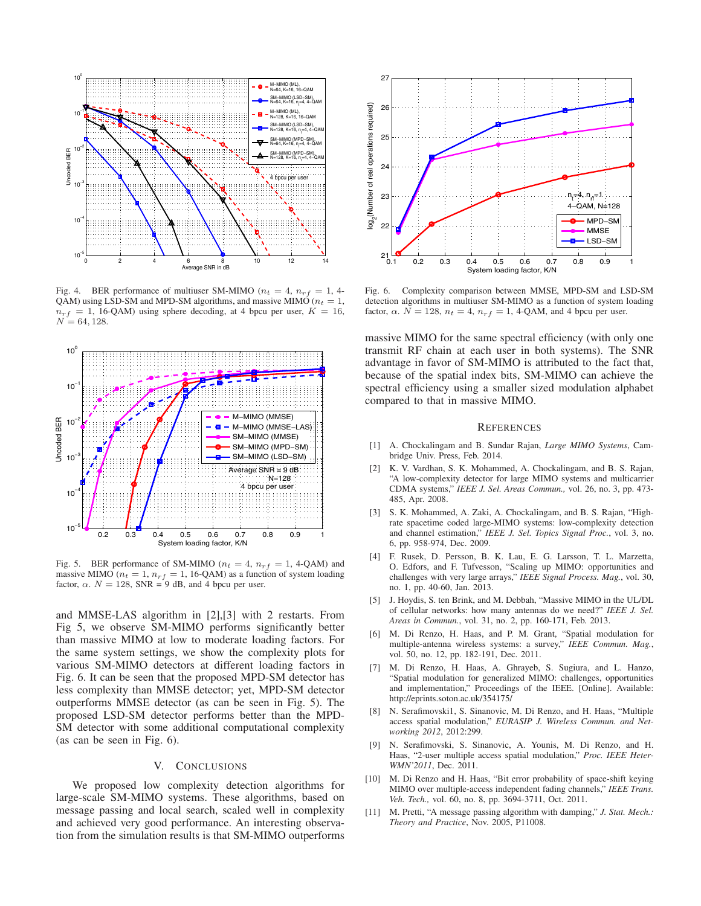10^0

10^-1

10^-2

10^-3

10^-4

10^-5

Uncoded BER

0 2 4 6 8 10 12 14

Average SNR in dB

M-MIMO (ML), N=64, K=16, 16-QAM

SM-MIMO (LSD-SM), N=64, K=16, $n_t$=4, 4-QAM

M-MIMO (ML), N=128, K=16, 16-QAM

SM-MIMO (LSD-SM), N=128, K=16, $n_t$=4, 4-QAM

SM-MIMO (MPD-SM), N=64, K=16, $n_t$=4, 4-QAM

SM-MIMO (MPD-SM), N=128, K=16, $n_t$=4, 4-QAM

4 bpcu per user

Fig. 4. BER performance of multiuser SM-MIMO ($n_t = 4$, $n_{rf} = 1$, 4-QAM) using LSD-SM and MPD-SM algorithms, and massive MIMO ($n_t = 1$, $n_{rf} = 1$, 16-QAM) using sphere decoding, at 4 bpcu per user, $K = 16$, $N = 64, 128$.

10^0

10^-1

10^-2

10^-3

10^-4

10^-5

Uncoded BER

0.2 0.3 0.4 0.5 0.6 0.7 0.8 0.9 1

System loading factor, K/N

M-MIMO (MMSE)

M-MIMO (MMSE-LAS)

SM-MIMO (MMSE)

SM-MIMO (MPD-SM)

SM-MIMO (LSD-SM)

Average SNR = 9 dB

N=128

4 bpcu per user

Fig. 5. BER performance of SM-MIMO ($n_t = 4$, $n_{rf} = 1$, 4-QAM) and massive MIMO ($n_t = 1$, $n_{rf} = 1$, 16-QAM) as a function of system loading factor, $\alpha$. $N = 128$, SNR = 9 dB, and 4 bpcu per user.

and MMSE-LAS algorithm in [2],[3] with 2 restarts. From Fig 5, we observe SM-MIMO performs significantly better than massive MIMO at low to moderate loading factors. For the same system settings, we show the complexity plots for various SM-MIMO detectors at different loading factors in Fig. 6. It can be seen that the proposed MPD-SM detector has less complexity than MMSE detector; yet, MPD-SM detector outperforms MMSE detector (as can be seen in Fig. 5). The proposed LSD-SM detector performs better than the MPD-SM detector with some additional computational complexity (as can be seen in Fig. 6).

## V. Conclusions

We proposed low complexity detection algorithms for large-scale SM-MIMO systems. These algorithms, based on message passing and local search, scaled well in complexity and achieved very good performance. An interesting observation from the simulation results is that SM-MIMO outperforms

27

26

25

24

23

22

21

log2(Number of real operations required)

0.1 0.2 0.3 0.4 0.5 0.6 0.7 0.8 0.9 1

System loading factor, K/N

$n_t$=4, $n_{rf}$=1

4-QAM, N=128

MPD-SM

MMSE

LSD-SM

Fig. 6. Complexity comparison between MMSE, MPD-SM and LSD-SM detection algorithms in multiuser SM-MIMO as a function of system loading factor, $\alpha$. $N = 128$, $n_t = 4$, $n_{rf} = 1$, 4-QAM, and 4 bpcu per user.

massive MIMO for the same spectral efficiency (with only one transmit RF chain at each user in both systems). The SNR advantage in favor of SM-MIMO is attributed to the fact that, because of the spatial index bits, SM-MIMO can achieve the spectral efficiency using a smaller sized modulation alphabet compared to that in massive MIMO.

## References

[1] A. Chockalingam and B. Sundar Rajan, *Large MIMO Systems*, Cambridge Univ. Press, Feb. 2014.

[2] K. V. Vardhan, S. K. Mohammed, A. Chockalingam, and B. S. Rajan, "A low-complexity detector for large MIMO systems and multicarrier CDMA systems," *IEEE J. Sel. Areas Commun.*, vol. 26, no. 3, pp. 473-485, Apr. 2008.

[3] S. K. Mohammed, A. Zaki, A. Chockalingam, and B. S. Rajan, "High-rate spacetime coded large-MIMO systems: low-complexity detection and channel estimation," *IEEE J. Sel. Topics Signal Proc.*, vol. 3, no. 6, pp. 958-974, Dec. 2009.

[4] F. Rusek, D. Persson, B. K. Lau, E. G. Larsson, T. L. Marzetta, O. Edfors, and F. Tufvesson, "Scaling up MIMO: opportunities and challenges with very large arrays," *IEEE Signal Process. Mag.*, vol. 30, no. 1, pp. 40-60, Jan. 2013.

[5] J. Hoydis, S. ten Brink, and M. Debbah, "Massive MIMO in the UL/DL of cellular networks: how many antennas do we need?" *IEEE J. Sel. Areas in Commun.*, vol. 31, no. 2, pp. 160-171, Feb. 2013.

[6] M. Di Renzo, H. Haas, and P. M. Grant, "Spatial modulation for multiple-antenna wireless systems: a survey," *IEEE Commun. Mag.*, vol. 50, no. 12, pp. 182-191, Dec. 2011.

[7] M. Di Renzo, H. Haas, A. Ghrayeb, S. Sugiura, and L. Hanzo, "Spatial modulation for generalized MIMO: challenges, opportunities and implementation," Proceedings of the IEEE. [Online]. Available: http://eprints.soton.ac.uk/354175/

[8] N. Serafimovski1, S. Sinanovic, M. Di Renzo, and H. Haas, "Multiple access spatial modulation," *EURASIP J. Wireless Commun. and Networking 2012*, 2012:299.

[9] N. Serafimovski, S. Sinanovic, A. Younis, M. Di Renzo, and H. Haas, "2-user multiple access spatial modulation," *Proc. IEEE HeterWMN'2011*, Dec. 2011.

[10] M. Di Renzo and H. Haas, "Bit error probability of space-shift keying MIMO over multiple-access independent fading channels," *IEEE Trans. Veh. Tech.*, vol. 60, no. 8, pp. 3694-3711, Oct. 2011.

[11] M. Pretti, "A message passing algorithm with damping," *J. Stat. Mech.: Theory and Practice*, Nov. 2005, P11008.